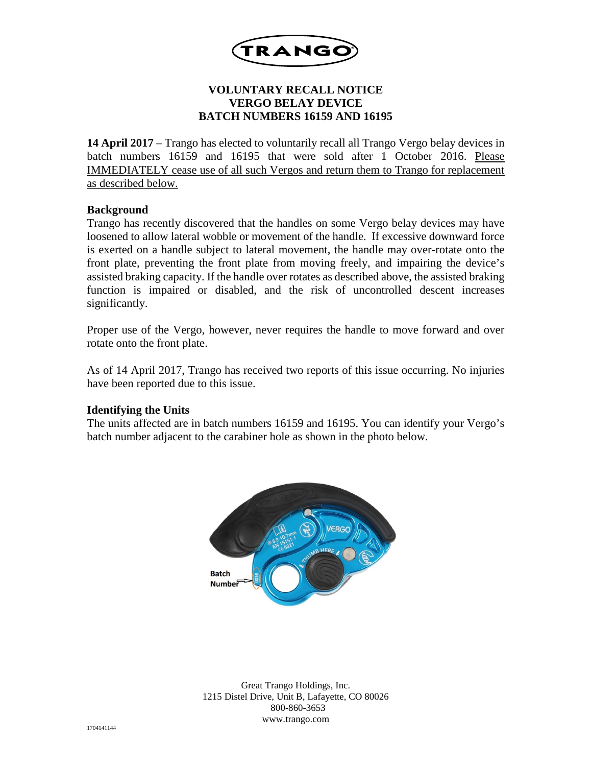# TRANGO

## VOLUNTARY RECALL NOTICE
## VERGO BELAY DEVICE
## BATCH NUMBERS 16159 AND 16195

**14 April 2017** – Trango has elected to voluntarily recall all Trango Vergo belay devices in batch numbers 16159 and 16195 that were sold after 1 October 2016. Please IMMEDIATELY cease use of all such Vergos and return them to Trango for replacement as described below.

### Background

Trango has recently discovered that the handles on some Vergo belay devices may have loosened to allow lateral wobble or movement of the handle. If excessive downward force is exerted on a handle subject to lateral movement, the handle may over-rotate onto the front plate, preventing the front plate from moving freely, and impairing the device's assisted braking capacity. If the handle over rotates as described above, the assisted braking function is impaired or disabled, and the risk of uncontrolled descent increases significantly.

Proper use of the Vergo, however, never requires the handle to move forward and over rotate onto the front plate.

As of 14 April 2017, Trango has received two reports of this issue occurring. No injuries have been reported due to this issue.

### Identifying the Units

The units affected are in batch numbers 16159 and 16195. You can identify your Vergo's batch number adjacent to the carabiner hole as shown in the photo below.

Great Trango Holdings, Inc.
1215 Distel Drive, Unit B, Lafayette, CO 80026
800-860-3653
www.trango.com

1704141144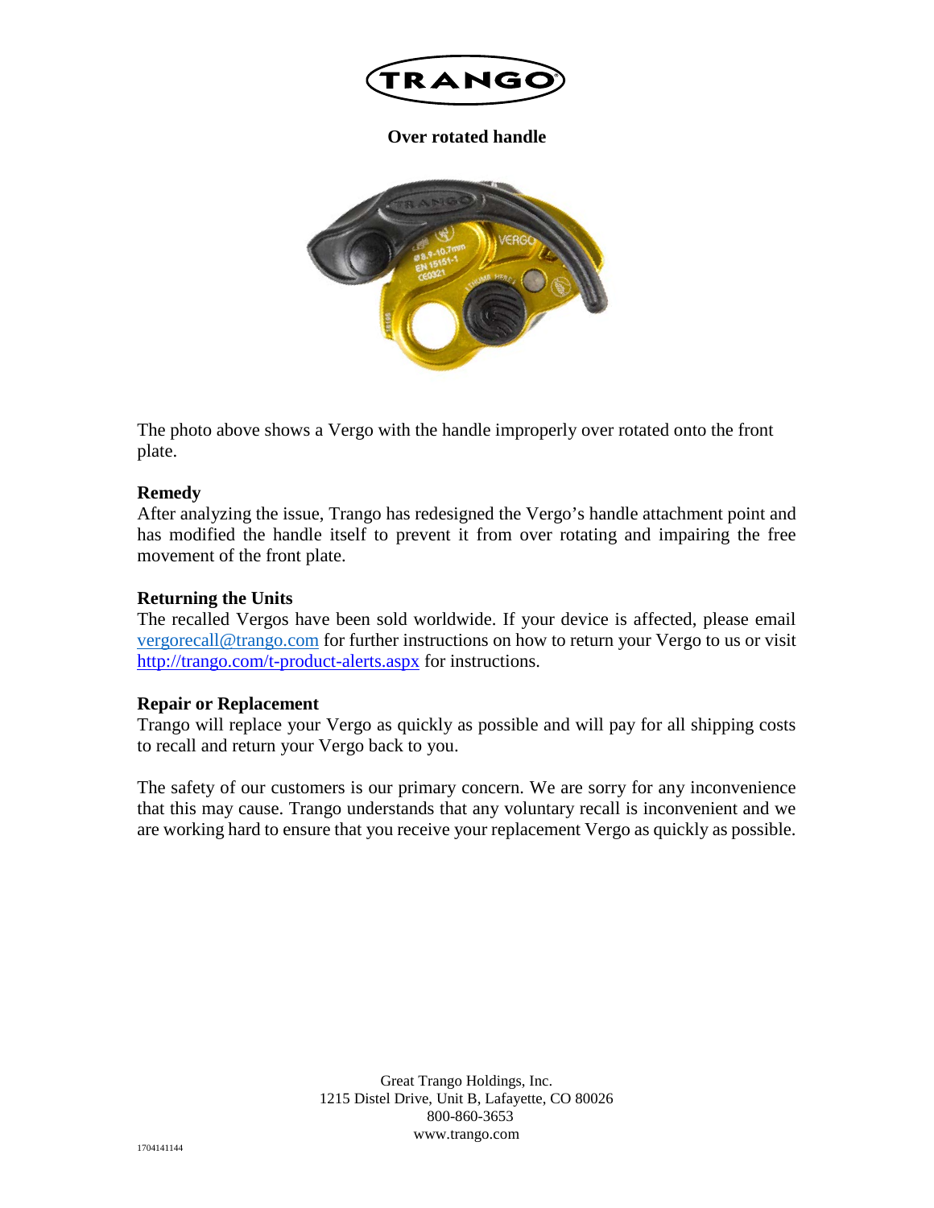**Over rotated handle**

The photo above shows a Vergo with the handle improperly over rotated onto the front plate.

**Remedy**

After analyzing the issue, Trango has redesigned the Vergo's handle attachment point and has modified the handle itself to prevent it from over rotating and impairing the free movement of the front plate.

**Returning the Units**

The recalled Vergos have been sold worldwide. If your device is affected, please email vergorecall@trango.com for further instructions on how to return your Vergo to us or visit http://trango.com/t-product-alerts.aspx for instructions.

**Repair or Replacement**

Trango will replace your Vergo as quickly as possible and will pay for all shipping costs to recall and return your Vergo back to you.

The safety of our customers is our primary concern. We are sorry for any inconvenience that this may cause. Trango understands that any voluntary recall is inconvenient and we are working hard to ensure that you receive your replacement Vergo as quickly as possible.

Great Trango Holdings, Inc.
1215 Distel Drive, Unit B, Lafayette, CO 80026
800-860-3653
www.trango.com

1704141144